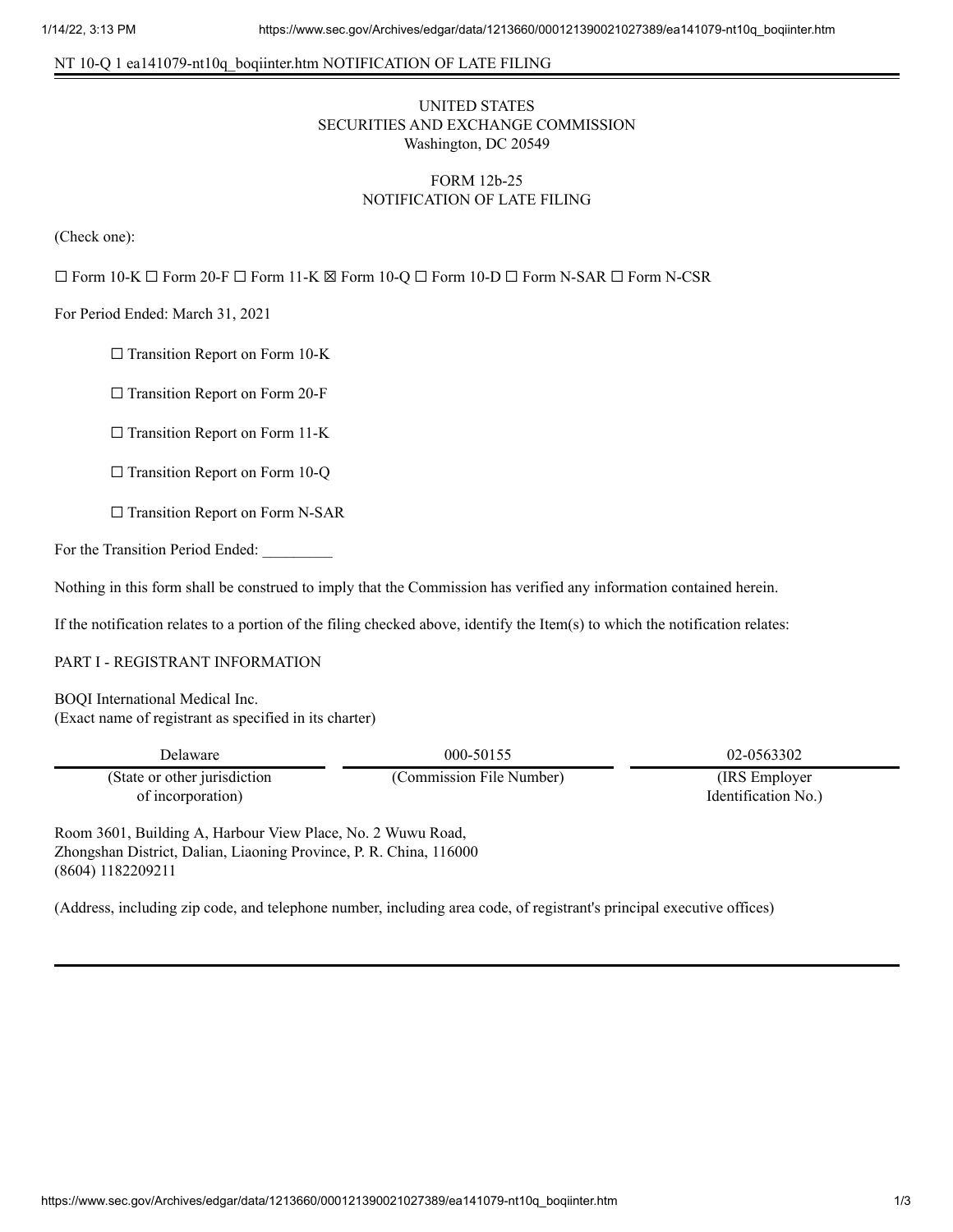NT 10-Q 1 ea141079-nt10q_boqiinter.htm NOTIFICATION OF LATE FILING

UNITED STATES
SECURITIES AND EXCHANGE COMMISSION
Washington, DC 20549

# FORM 12b-25
## NOTIFICATION OF LATE FILING

(Check one):

☐ Form 10-K ☐ Form 20-F ☐ Form 11-K ☒ Form 10-Q ☐ Form 10-D ☐ Form N-SAR ☐ Form N-CSR

For Period Ended: March 31, 2021

☐ Transition Report on Form 10-K

☐ Transition Report on Form 20-F

☐ Transition Report on Form 11-K

☐ Transition Report on Form 10-Q

☐ Transition Report on Form N-SAR

For the Transition Period Ended: _________

Nothing in this form shall be construed to imply that the Commission has verified any information contained herein.

If the notification relates to a portion of the filing checked above, identify the Item(s) to which the notification relates:

PART I - REGISTRANT INFORMATION

BOQI International Medical Inc.
(Exact name of registrant as specified in its charter)

| Delaware | 000-50155 | 02-0563302 |
|---|---|---|
| (State or other jurisdiction of incorporation) | (Commission File Number) | (IRS Employer Identification No.) |

Room 3601, Building A, Harbour View Place, No. 2 Wuwu Road,
Zhongshan District, Dalian, Liaoning Province, P. R. China, 116000
(8604) 1182209211

(Address, including zip code, and telephone number, including area code, of registrant's principal executive offices)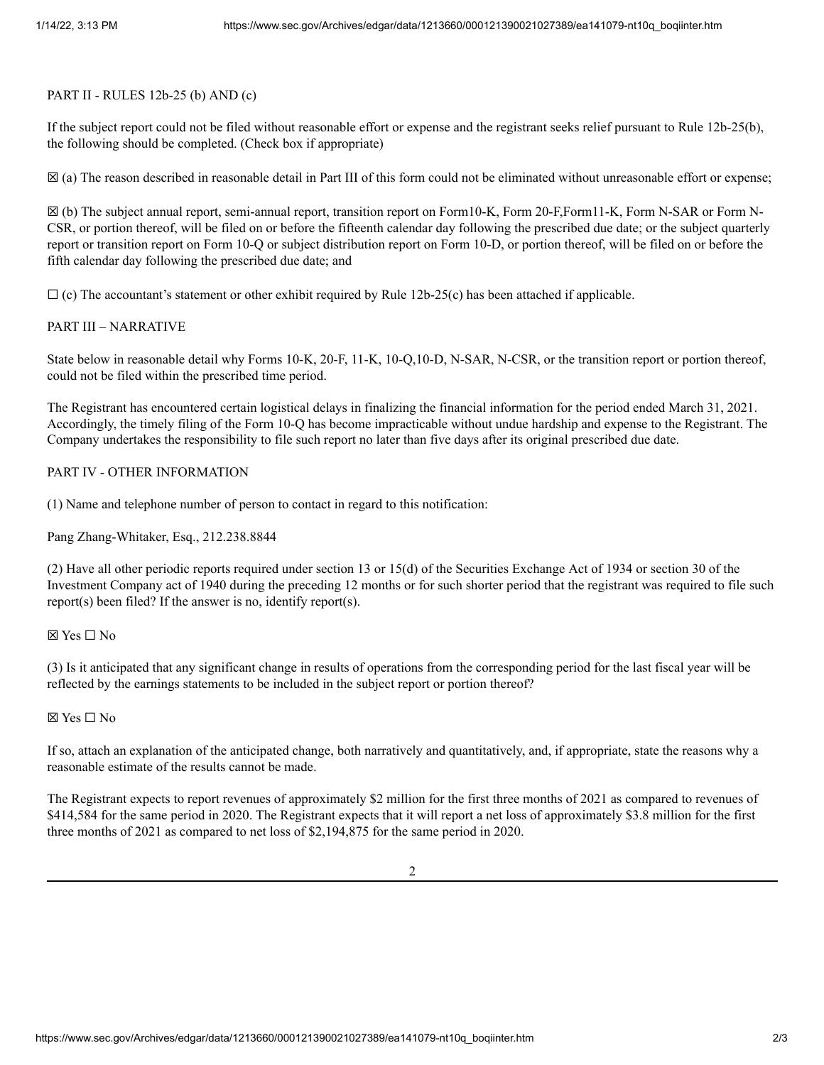PART II - RULES 12b-25 (b) AND (c)

If the subject report could not be filed without reasonable effort or expense and the registrant seeks relief pursuant to Rule 12b-25(b), the following should be completed. (Check box if appropriate)

☒ (a) The reason described in reasonable detail in Part III of this form could not be eliminated without unreasonable effort or expense;

☒ (b) The subject annual report, semi-annual report, transition report on Form10-K, Form 20-F,Form11-K, Form N-SAR or Form N-CSR, or portion thereof, will be filed on or before the fifteenth calendar day following the prescribed due date; or the subject quarterly report or transition report on Form 10-Q or subject distribution report on Form 10-D, or portion thereof, will be filed on or before the fifth calendar day following the prescribed due date; and

☐ (c) The accountant's statement or other exhibit required by Rule 12b-25(c) has been attached if applicable.

PART III – NARRATIVE

State below in reasonable detail why Forms 10-K, 20-F, 11-K, 10-Q,10-D, N-SAR, N-CSR, or the transition report or portion thereof, could not be filed within the prescribed time period.

The Registrant has encountered certain logistical delays in finalizing the financial information for the period ended March 31, 2021. Accordingly, the timely filing of the Form 10-Q has become impracticable without undue hardship and expense to the Registrant. The Company undertakes the responsibility to file such report no later than five days after its original prescribed due date.

PART IV - OTHER INFORMATION

(1) Name and telephone number of person to contact in regard to this notification:

Pang Zhang-Whitaker, Esq., 212.238.8844

(2) Have all other periodic reports required under section 13 or 15(d) of the Securities Exchange Act of 1934 or section 30 of the Investment Company act of 1940 during the preceding 12 months or for such shorter period that the registrant was required to file such report(s) been filed? If the answer is no, identify report(s).

☒ Yes ☐ No

(3) Is it anticipated that any significant change in results of operations from the corresponding period for the last fiscal year will be reflected by the earnings statements to be included in the subject report or portion thereof?

☒ Yes ☐ No

If so, attach an explanation of the anticipated change, both narratively and quantitatively, and, if appropriate, state the reasons why a reasonable estimate of the results cannot be made.

The Registrant expects to report revenues of approximately $2 million for the first three months of 2021 as compared to revenues of $414,584 for the same period in 2020. The Registrant expects that it will report a net loss of approximately $3.8 million for the first three months of 2021 as compared to net loss of $2,194,875 for the same period in 2020.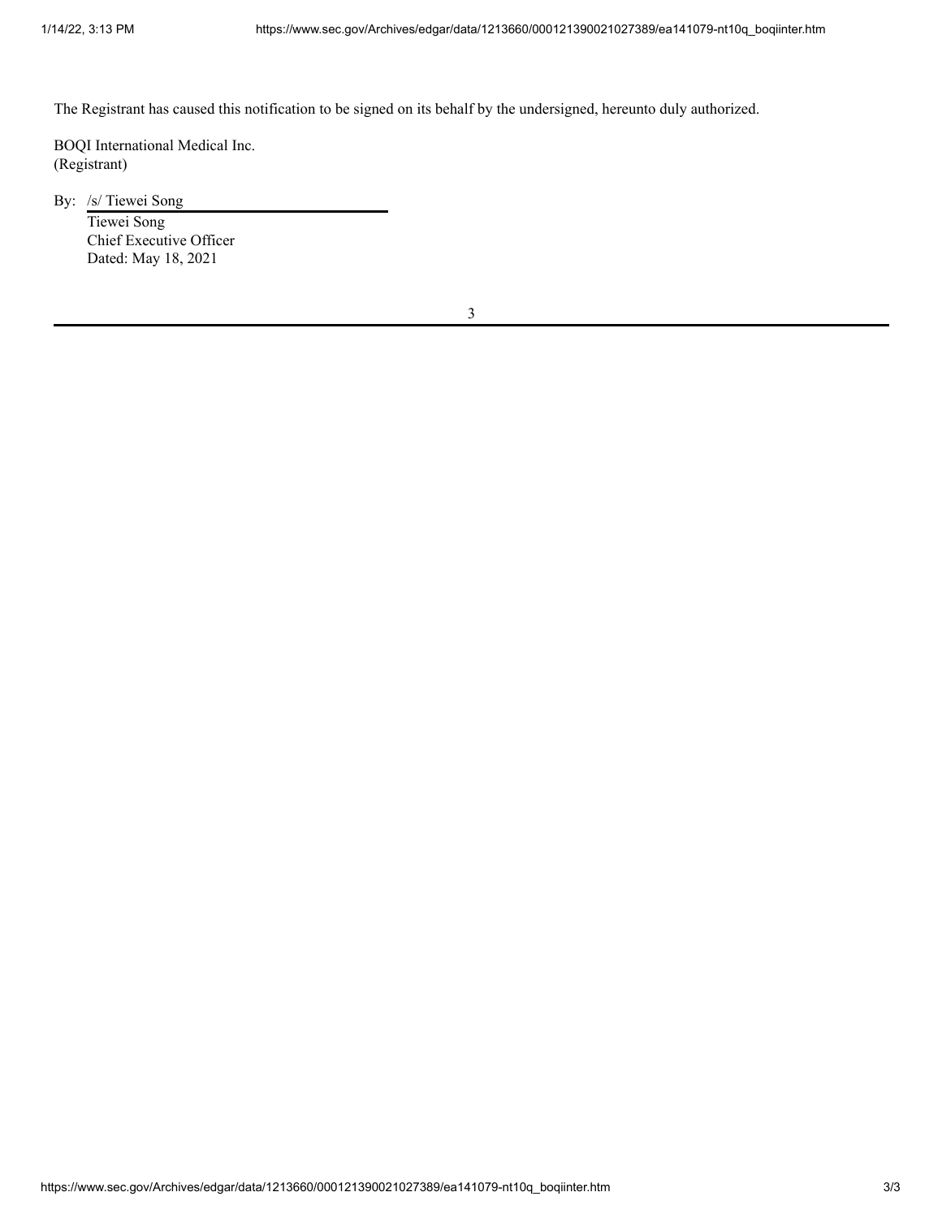The Registrant has caused this notification to be signed on its behalf by the undersigned, hereunto duly authorized.

BOQI International Medical Inc.
(Registrant)

By: /s/ Tiewei Song
Tiewei Song
Chief Executive Officer
Dated: May 18, 2021